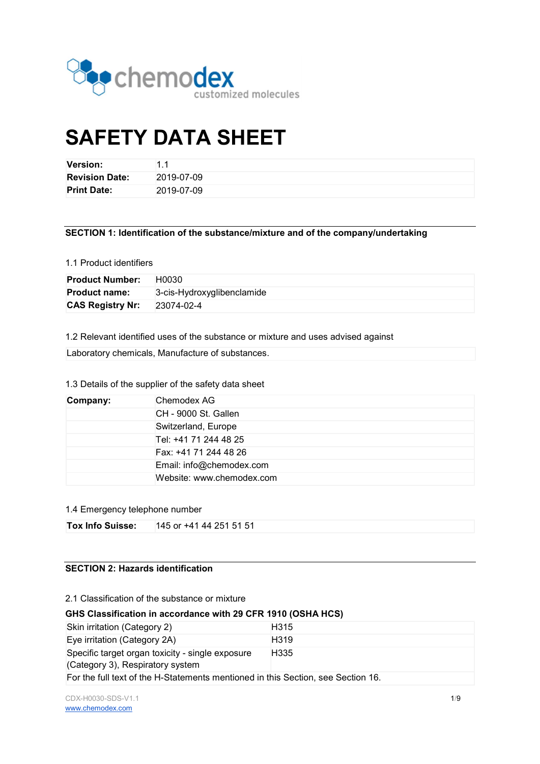chemodex customized molecules

# SAFETY DATA SHEET

| | |
|---|---|
| **Version:** | 1.1 |
| **Revision Date:** | 2019-07-09 |
| **Print Date:** | 2019-07-09 |

## SECTION 1: Identification of the substance/mixture and of the company/undertaking

1.1 Product identifiers

| | |
|---|---|
| **Product Number:** | H0030 |
| **Product name:** | 3-cis-Hydroxyglibenclamide |
| **CAS Registry Nr:** | 23074-02-4 |

1.2 Relevant identified uses of the substance or mixture and uses advised against

Laboratory chemicals, Manufacture of substances.

1.3 Details of the supplier of the safety data sheet

| | |
|---|---|
| **Company:** | Chemodex AG |
| | CH - 9000 St. Gallen |
| | Switzerland, Europe |
| | Tel: +41 71 244 48 25 |
| | Fax: +41 71 244 48 26 |
| | Email: info@chemodex.com |
| | Website: www.chemodex.com |

1.4 Emergency telephone number

| | |
|---|---|
| **Tox Info Suisse:** | 145 or +41 44 251 51 51 |

## SECTION 2: Hazards identification

2.1 Classification of the substance or mixture

**GHS Classification in accordance with 29 CFR 1910 (OSHA HCS)**

| | |
|---|---|
| Skin irritation (Category 2) | H315 |
| Eye irritation (Category 2A) | H319 |
| Specific target organ toxicity - single exposure (Category 3), Respiratory system | H335 |
| For the full text of the H-Statements mentioned in this Section, see Section 16. | |

CDX-H0030-SDS-V1.1
www.chemodex.com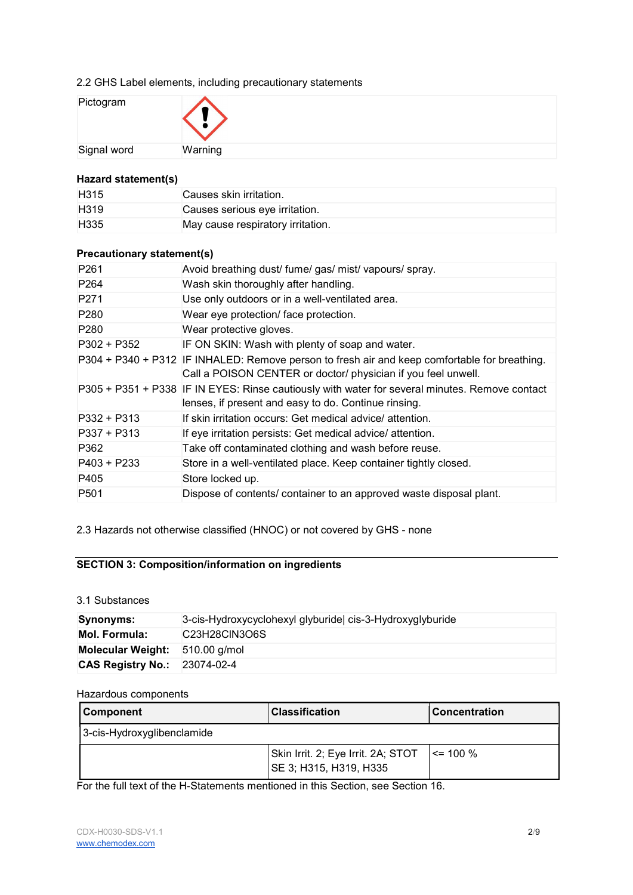2.2 GHS Label elements, including precautionary statements

| Pictogram | |
|---|---|
| Signal word | Warning |

**Hazard statement(s)**

| | |
|---|---|
| H315 | Causes skin irritation. |
| H319 | Causes serious eye irritation. |
| H335 | May cause respiratory irritation. |

**Precautionary statement(s)**

| | |
|---|---|
| P261 | Avoid breathing dust/ fume/ gas/ mist/ vapours/ spray. |
| P264 | Wash skin thoroughly after handling. |
| P271 | Use only outdoors or in a well-ventilated area. |
| P280 | Wear eye protection/ face protection. |
| P280 | Wear protective gloves. |
| P302 + P352 | IF ON SKIN: Wash with plenty of soap and water. |
| P304 + P340 + P312 | IF INHALED: Remove person to fresh air and keep comfortable for breathing. Call a POISON CENTER or doctor/ physician if you feel unwell. |
| P305 + P351 + P338 | IF IN EYES: Rinse cautiously with water for several minutes. Remove contact lenses, if present and easy to do. Continue rinsing. |
| P332 + P313 | If skin irritation occurs: Get medical advice/ attention. |
| P337 + P313 | If eye irritation persists: Get medical advice/ attention. |
| P362 | Take off contaminated clothing and wash before reuse. |
| P403 + P233 | Store in a well-ventilated place. Keep container tightly closed. |
| P405 | Store locked up. |
| P501 | Dispose of contents/ container to an approved waste disposal plant. |

2.3 Hazards not otherwise classified (HNOC) or not covered by GHS - none

## SECTION 3: Composition/information on ingredients

3.1 Substances

| | |
|---|---|
| **Synonyms:** | 3-cis-Hydroxycyclohexyl glyburide\| cis-3-Hydroxyglyburide |
| **Mol. Formula:** | $C_{23}H_{28}ClN_3O_6S$ |
| **Molecular Weight:** | 510.00 g/mol |
| **CAS Registry No.:** | 23074-02-4 |

Hazardous components

| Component | Classification | Concentration |
|---|---|---|
| 3-cis-Hydroxyglibenclamide | | |
| | Skin Irrit. 2; Eye Irrit. 2A; STOT SE 3; H315, H319, H335 | <= 100 % |

For the full text of the H-Statements mentioned in this Section, see Section 16.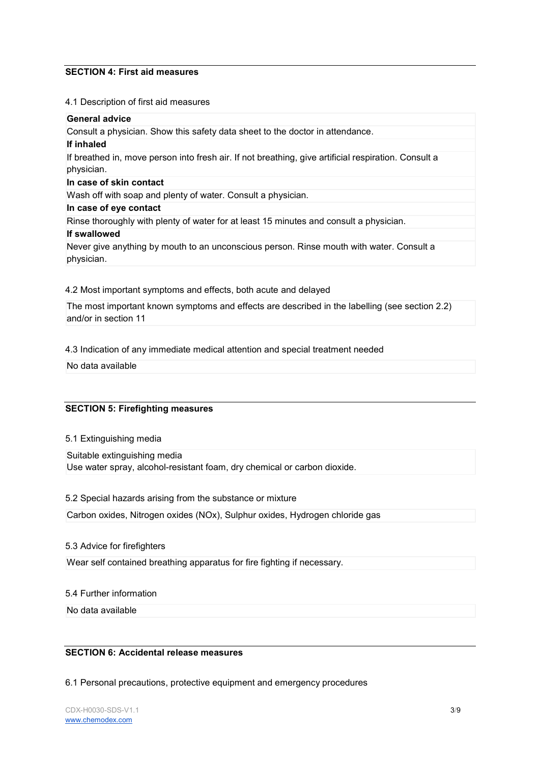## SECTION 4: First aid measures

4.1 Description of first aid measures

**General advice**

Consult a physician. Show this safety data sheet to the doctor in attendance.

**If inhaled**

If breathed in, move person into fresh air. If not breathing, give artificial respiration. Consult a physician.

**In case of skin contact**

Wash off with soap and plenty of water. Consult a physician.

**In case of eye contact**

Rinse thoroughly with plenty of water for at least 15 minutes and consult a physician.

**If swallowed**

Never give anything by mouth to an unconscious person. Rinse mouth with water. Consult a physician.

4.2 Most important symptoms and effects, both acute and delayed

The most important known symptoms and effects are described in the labelling (see section 2.2) and/or in section 11

4.3 Indication of any immediate medical attention and special treatment needed

No data available

## SECTION 5: Firefighting measures

5.1 Extinguishing media

Suitable extinguishing media
Use water spray, alcohol-resistant foam, dry chemical or carbon dioxide.

5.2 Special hazards arising from the substance or mixture

Carbon oxides, Nitrogen oxides (NOx), Sulphur oxides, Hydrogen chloride gas

5.3 Advice for firefighters

Wear self contained breathing apparatus for fire fighting if necessary.

5.4 Further information

No data available

## SECTION 6: Accidental release measures

6.1 Personal precautions, protective equipment and emergency procedures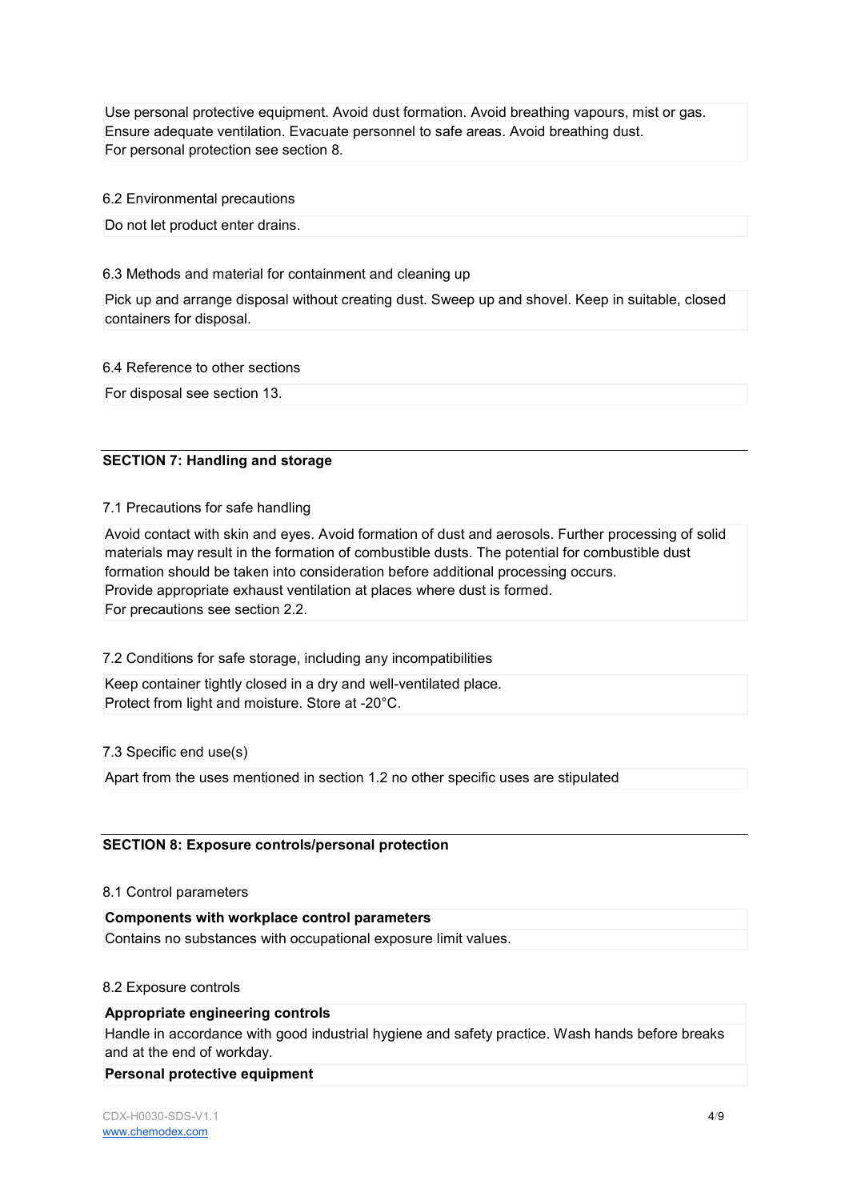Use personal protective equipment. Avoid dust formation. Avoid breathing vapours, mist or gas. Ensure adequate ventilation. Evacuate personnel to safe areas. Avoid breathing dust.
For personal protection see section 8.

6.2 Environmental precautions

Do not let product enter drains.

6.3 Methods and material for containment and cleaning up

Pick up and arrange disposal without creating dust. Sweep up and shovel. Keep in suitable, closed containers for disposal.

6.4 Reference to other sections

For disposal see section 13.

## SECTION 7: Handling and storage

7.1 Precautions for safe handling

Avoid contact with skin and eyes. Avoid formation of dust and aerosols. Further processing of solid materials may result in the formation of combustible dusts. The potential for combustible dust formation should be taken into consideration before additional processing occurs.
Provide appropriate exhaust ventilation at places where dust is formed.
For precautions see section 2.2.

7.2 Conditions for safe storage, including any incompatibilities

Keep container tightly closed in a dry and well-ventilated place.
Protect from light and moisture. Store at -20°C.

7.3 Specific end use(s)

Apart from the uses mentioned in section 1.2 no other specific uses are stipulated

## SECTION 8: Exposure controls/personal protection

8.1 Control parameters

**Components with workplace control parameters**

Contains no substances with occupational exposure limit values.

8.2 Exposure controls

**Appropriate engineering controls**

Handle in accordance with good industrial hygiene and safety practice. Wash hands before breaks and at the end of workday.

**Personal protective equipment**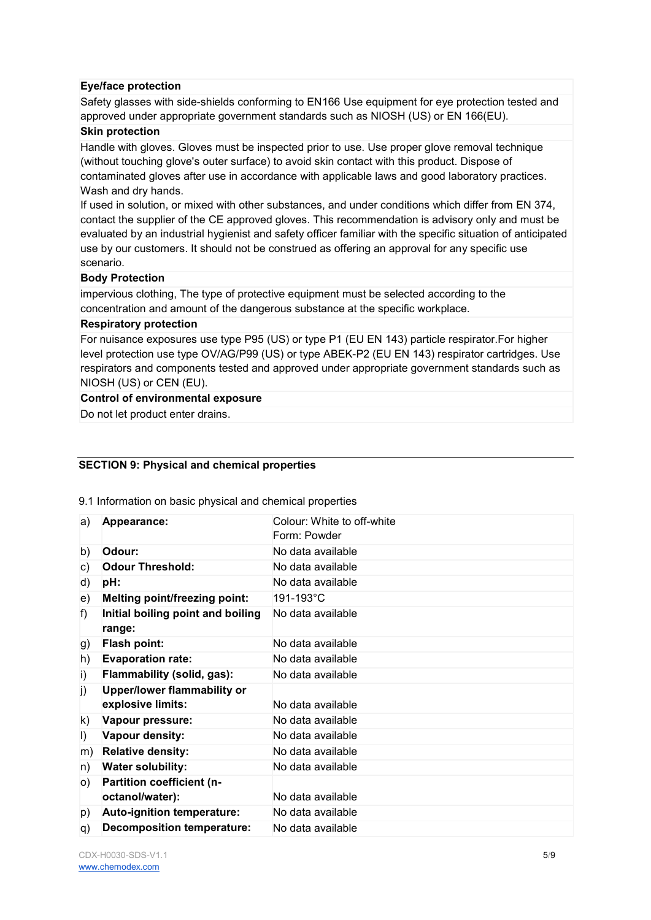**Eye/face protection**

Safety glasses with side-shields conforming to EN166 Use equipment for eye protection tested and approved under appropriate government standards such as NIOSH (US) or EN 166(EU).

**Skin protection**

Handle with gloves. Gloves must be inspected prior to use. Use proper glove removal technique (without touching glove's outer surface) to avoid skin contact with this product. Dispose of contaminated gloves after use in accordance with applicable laws and good laboratory practices. Wash and dry hands.
If used in solution, or mixed with other substances, and under conditions which differ from EN 374, contact the supplier of the CE approved gloves. This recommendation is advisory only and must be evaluated by an industrial hygienist and safety officer familiar with the specific situation of anticipated use by our customers. It should not be construed as offering an approval for any specific use scenario.

**Body Protection**

impervious clothing, The type of protective equipment must be selected according to the concentration and amount of the dangerous substance at the specific workplace.

**Respiratory protection**

For nuisance exposures use type P95 (US) or type P1 (EU EN 143) particle respirator.For higher level protection use type OV/AG/P99 (US) or type ABEK-P2 (EU EN 143) respirator cartridges. Use respirators and components tested and approved under appropriate government standards such as NIOSH (US) or CEN (EU).

**Control of environmental exposure**

Do not let product enter drains.

## SECTION 9: Physical and chemical properties

9.1 Information on basic physical and chemical properties

| | | |
|---|---|---|
| a) | **Appearance:** | Colour: White to off-white<br>Form: Powder |
| b) | **Odour:** | No data available |
| c) | **Odour Threshold:** | No data available |
| d) | **pH:** | No data available |
| e) | **Melting point/freezing point:** | 191-193°C |
| f) | **Initial boiling point and boiling range:** | No data available |
| g) | **Flash point:** | No data available |
| h) | **Evaporation rate:** | No data available |
| i) | **Flammability (solid, gas):** | No data available |
| j) | **Upper/lower flammability or explosive limits:** | No data available |
| k) | **Vapour pressure:** | No data available |
| l) | **Vapour density:** | No data available |
| m) | **Relative density:** | No data available |
| n) | **Water solubility:** | No data available |
| o) | **Partition coefficient (n-octanol/water):** | No data available |
| p) | **Auto-ignition temperature:** | No data available |
| q) | **Decomposition temperature:** | No data available |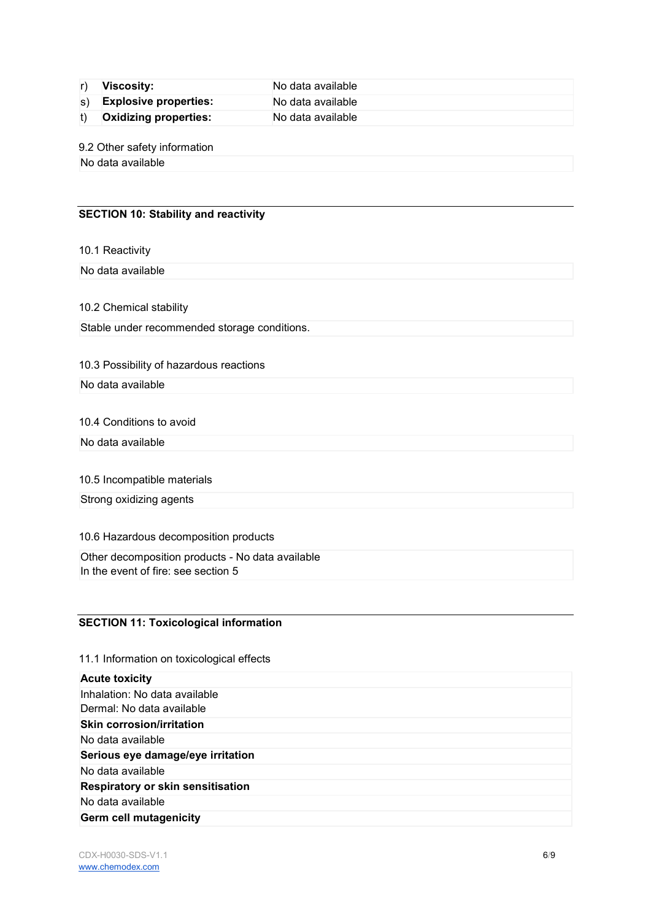| | | |
|---|---|---|
| r) | **Viscosity:** | No data available |
| s) | **Explosive properties:** | No data available |
| t) | **Oxidizing properties:** | No data available |

9.2 Other safety information

No data available

## SECTION 10: Stability and reactivity

10.1 Reactivity

No data available

10.2 Chemical stability

Stable under recommended storage conditions.

10.3 Possibility of hazardous reactions

No data available

10.4 Conditions to avoid

No data available

10.5 Incompatible materials

Strong oxidizing agents

10.6 Hazardous decomposition products

Other decomposition products - No data available
In the event of fire: see section 5

## SECTION 11: Toxicological information

11.1 Information on toxicological effects

**Acute toxicity**

Inhalation: No data available
Dermal: No data available

**Skin corrosion/irritation**

No data available

**Serious eye damage/eye irritation**

No data available

**Respiratory or skin sensitisation**

No data available

**Germ cell mutagenicity**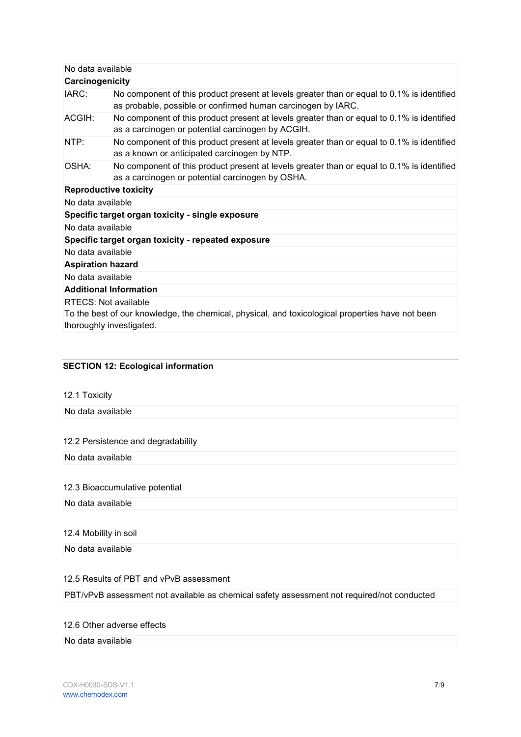No data available

**Carcinogenicity**

| | |
|---|---|
| IARC: | No component of this product present at levels greater than or equal to 0.1% is identified as probable, possible or confirmed human carcinogen by IARC. |
| ACGIH: | No component of this product present at levels greater than or equal to 0.1% is identified as a carcinogen or potential carcinogen by ACGIH. |
| NTP: | No component of this product present at levels greater than or equal to 0.1% is identified as a known or anticipated carcinogen by NTP. |
| OSHA: | No component of this product present at levels greater than or equal to 0.1% is identified as a carcinogen or potential carcinogen by OSHA. |

**Reproductive toxicity**

No data available

**Specific target organ toxicity - single exposure**

No data available

**Specific target organ toxicity - repeated exposure**

No data available

**Aspiration hazard**

No data available

**Additional Information**

RTECS: Not available
To the best of our knowledge, the chemical, physical, and toxicological properties have not been thoroughly investigated.

## SECTION 12: Ecological information

### 12.1 Toxicity

No data available

### 12.2 Persistence and degradability

No data available

### 12.3 Bioaccumulative potential

No data available

### 12.4 Mobility in soil

No data available

### 12.5 Results of PBT and vPvB assessment

PBT/vPvB assessment not available as chemical safety assessment not required/not conducted

### 12.6 Other adverse effects

No data available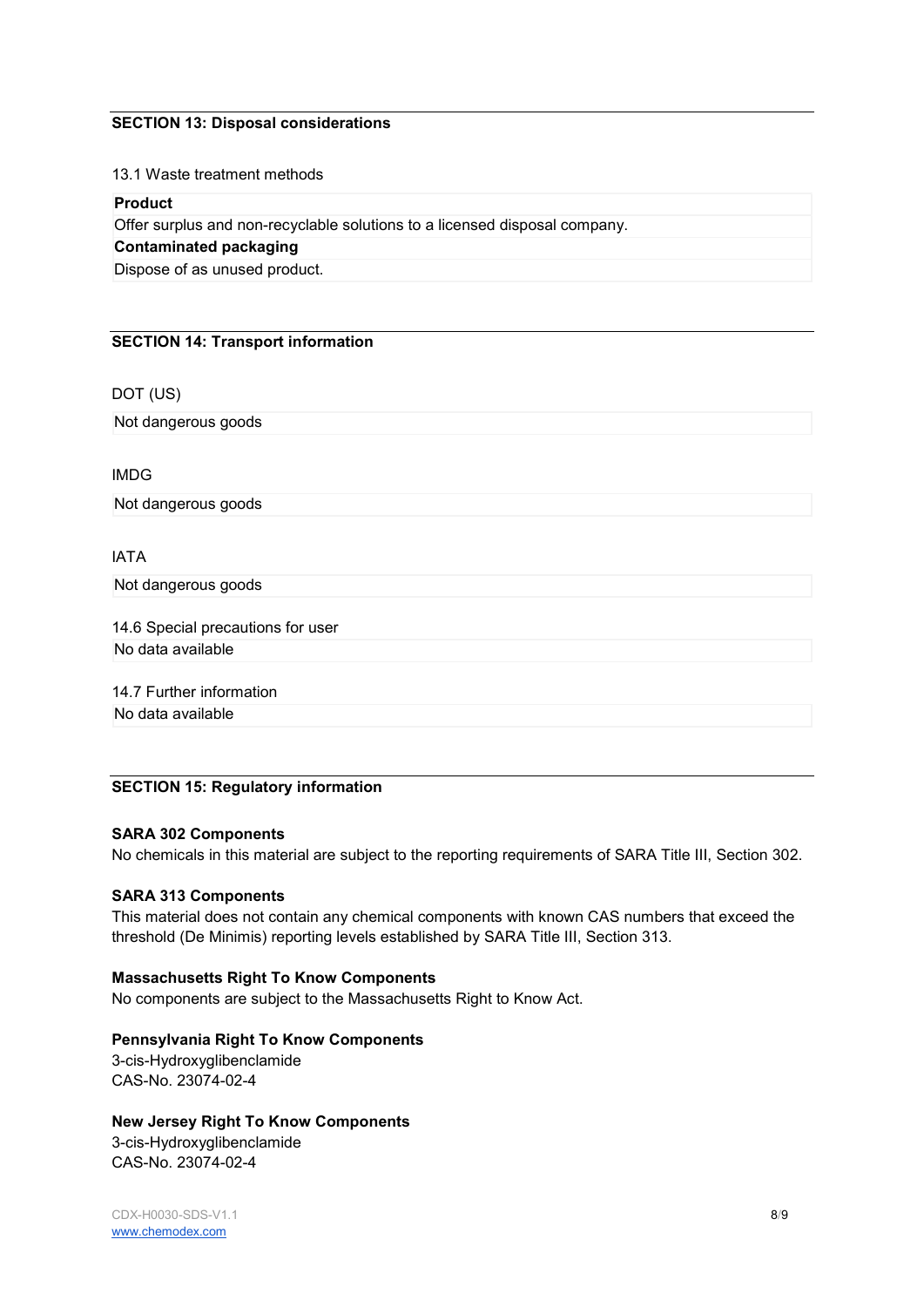## SECTION 13: Disposal considerations

13.1 Waste treatment methods

| **Product** |
| --- |
| Offer surplus and non-recyclable solutions to a licensed disposal company. |
| **Contaminated packaging** |
| Dispose of as unused product. |

## SECTION 14: Transport information

DOT (US)

Not dangerous goods

IMDG

Not dangerous goods

IATA

Not dangerous goods

14.6 Special precautions for user

No data available

14.7 Further information

No data available

## SECTION 15: Regulatory information

**SARA 302 Components**

No chemicals in this material are subject to the reporting requirements of SARA Title III, Section 302.

**SARA 313 Components**

This material does not contain any chemical components with known CAS numbers that exceed the threshold (De Minimis) reporting levels established by SARA Title III, Section 313.

**Massachusetts Right To Know Components**

No components are subject to the Massachusetts Right to Know Act.

**Pennsylvania Right To Know Components**

3-cis-Hydroxyglibenclamide
CAS-No. 23074-02-4

**New Jersey Right To Know Components**

3-cis-Hydroxyglibenclamide
CAS-No. 23074-02-4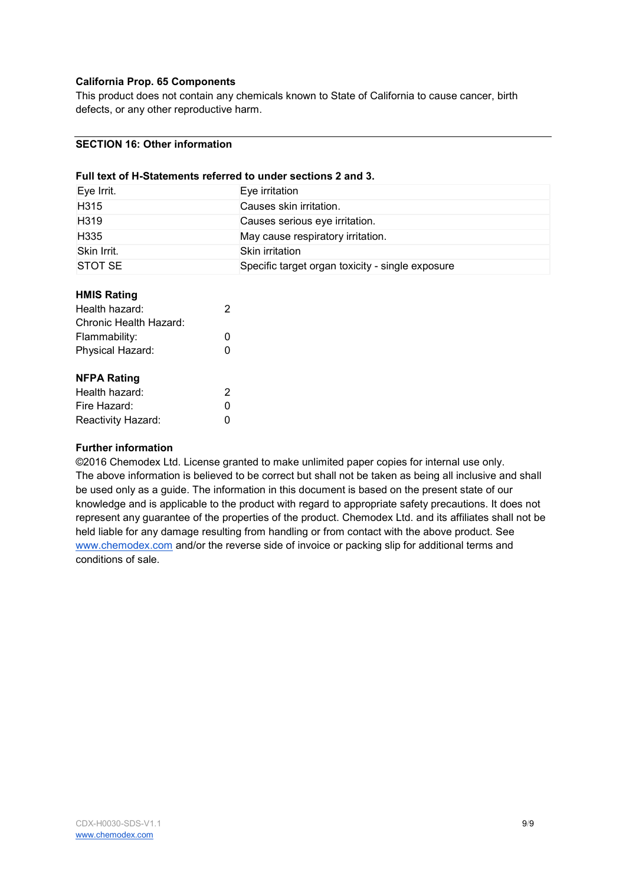**California Prop. 65 Components**

This product does not contain any chemicals known to State of California to cause cancer, birth defects, or any other reproductive harm.

## SECTION 16: Other information

**Full text of H-Statements referred to under sections 2 and 3.**

| | |
|---|---|
| Eye Irrit. | Eye irritation |
| H315 | Causes skin irritation. |
| H319 | Causes serious eye irritation. |
| H335 | May cause respiratory irritation. |
| Skin Irrit. | Skin irritation |
| STOT SE | Specific target organ toxicity - single exposure |

**HMIS Rating**

| | |
|---|---|
| Health hazard: | 2 |
| Chronic Health Hazard: | |
| Flammability: | 0 |
| Physical Hazard: | 0 |

**NFPA Rating**

| | |
|---|---|
| Health hazard: | 2 |
| Fire Hazard: | 0 |
| Reactivity Hazard: | 0 |

**Further information**

©2016 Chemodex Ltd. License granted to make unlimited paper copies for internal use only. The above information is believed to be correct but shall not be taken as being all inclusive and shall be used only as a guide. The information in this document is based on the present state of our knowledge and is applicable to the product with regard to appropriate safety precautions. It does not represent any guarantee of the properties of the product. Chemodex Ltd. and its affiliates shall not be held liable for any damage resulting from handling or from contact with the above product. See www.chemodex.com and/or the reverse side of invoice or packing slip for additional terms and conditions of sale.